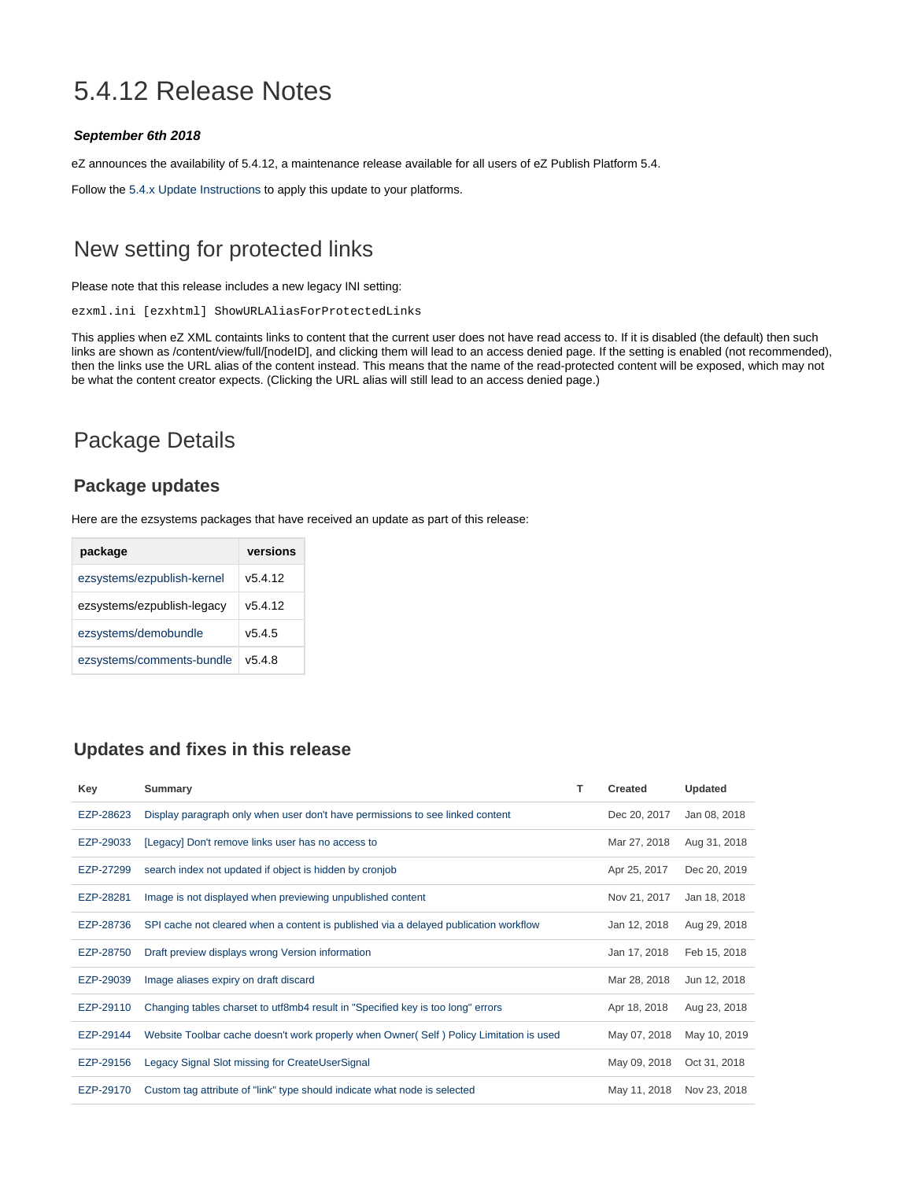# 5.4.12 Release Notes

***September 6th 2018***

eZ announces the availability of 5.4.12, a maintenance release available for all users of eZ Publish Platform 5.4.

Follow the 5.4.x Update Instructions to apply this update to your platforms.

## New setting for protected links

Please note that this release includes a new legacy INI setting:

```
ezxml.ini [ezxhtml] ShowURLAliasForProtectedLinks
```

This applies when eZ XML containts links to content that the current user does not have read access to. If it is disabled (the default) then such links are shown as /content/view/full/[nodeID], and clicking them will lead to an access denied page. If the setting is enabled (not recommended), then the links use the URL alias of the content instead. This means that the name of the read-protected content will be exposed, which may not be what the content creator expects. (Clicking the URL alias will still lead to an access denied page.)

## Package Details

### Package updates

Here are the ezsystems packages that have received an update as part of this release:

| package | versions |
|---|---|
| ezsystems/ezpublish-kernel | v5.4.12 |
| ezsystems/ezpublish-legacy | v5.4.12 |
| ezsystems/demobundle | v5.4.5 |
| ezsystems/comments-bundle | v5.4.8 |

### Updates and fixes in this release

| Key | Summary | T | Created | Updated |
|---|---|---|---|---|
| EZP-28623 | Display paragraph only when user don't have permissions to see linked content | | Dec 20, 2017 | Jan 08, 2018 |
| EZP-29033 | [Legacy] Don't remove links user has no access to | | Mar 27, 2018 | Aug 31, 2018 |
| EZP-27299 | search index not updated if object is hidden by cronjob | | Apr 25, 2017 | Dec 20, 2019 |
| EZP-28281 | Image is not displayed when previewing unpublished content | | Nov 21, 2017 | Jan 18, 2018 |
| EZP-28736 | SPI cache not cleared when a content is published via a delayed publication workflow | | Jan 12, 2018 | Aug 29, 2018 |
| EZP-28750 | Draft preview displays wrong Version information | | Jan 17, 2018 | Feb 15, 2018 |
| EZP-29039 | Image aliases expiry on draft discard | | Mar 28, 2018 | Jun 12, 2018 |
| EZP-29110 | Changing tables charset to utf8mb4 result in "Specified key is too long" errors | | Apr 18, 2018 | Aug 23, 2018 |
| EZP-29144 | Website Toolbar cache doesn't work properly when Owner( Self ) Policy Limitation is used | | May 07, 2018 | May 10, 2019 |
| EZP-29156 | Legacy Signal Slot missing for CreateUserSignal | | May 09, 2018 | Oct 31, 2018 |
| EZP-29170 | Custom tag attribute of "link" type should indicate what node is selected | | May 11, 2018 | Nov 23, 2018 |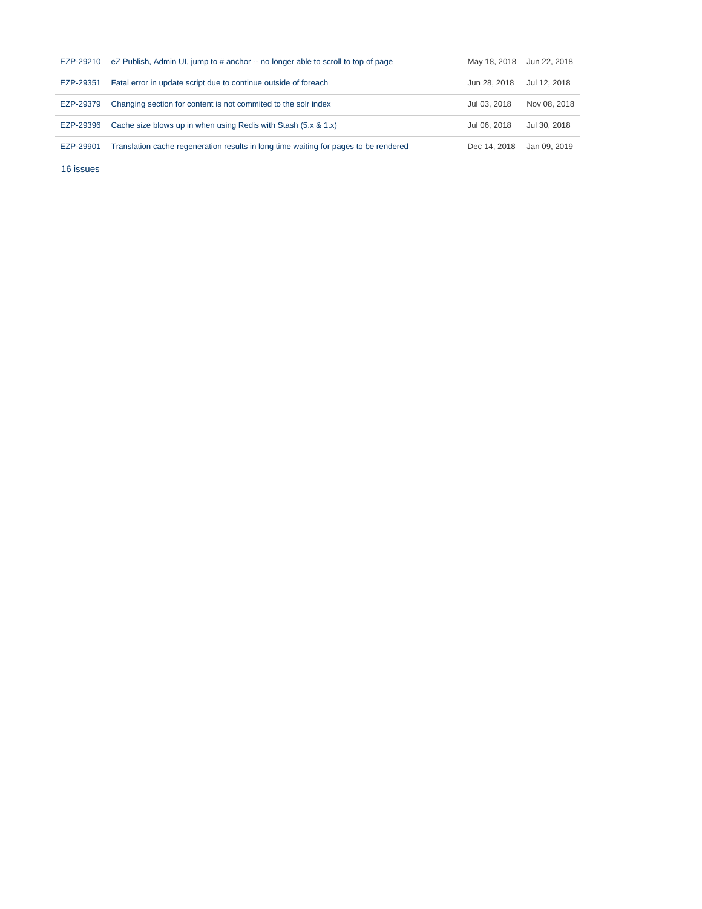| | | | |
|---|---|---|---|
| EZP-29210 | eZ Publish, Admin UI, jump to # anchor -- no longer able to scroll to top of page | May 18, 2018 | Jun 22, 2018 |
| EZP-29351 | Fatal error in update script due to continue outside of foreach | Jun 28, 2018 | Jul 12, 2018 |
| EZP-29379 | Changing section for content is not commited to the solr index | Jul 03, 2018 | Nov 08, 2018 |
| EZP-29396 | Cache size blows up in when using Redis with Stash (5.x & 1.x) | Jul 06, 2018 | Jul 30, 2018 |
| EZP-29901 | Translation cache regeneration results in long time waiting for pages to be rendered | Dec 14, 2018 | Jan 09, 2019 |

16 issues